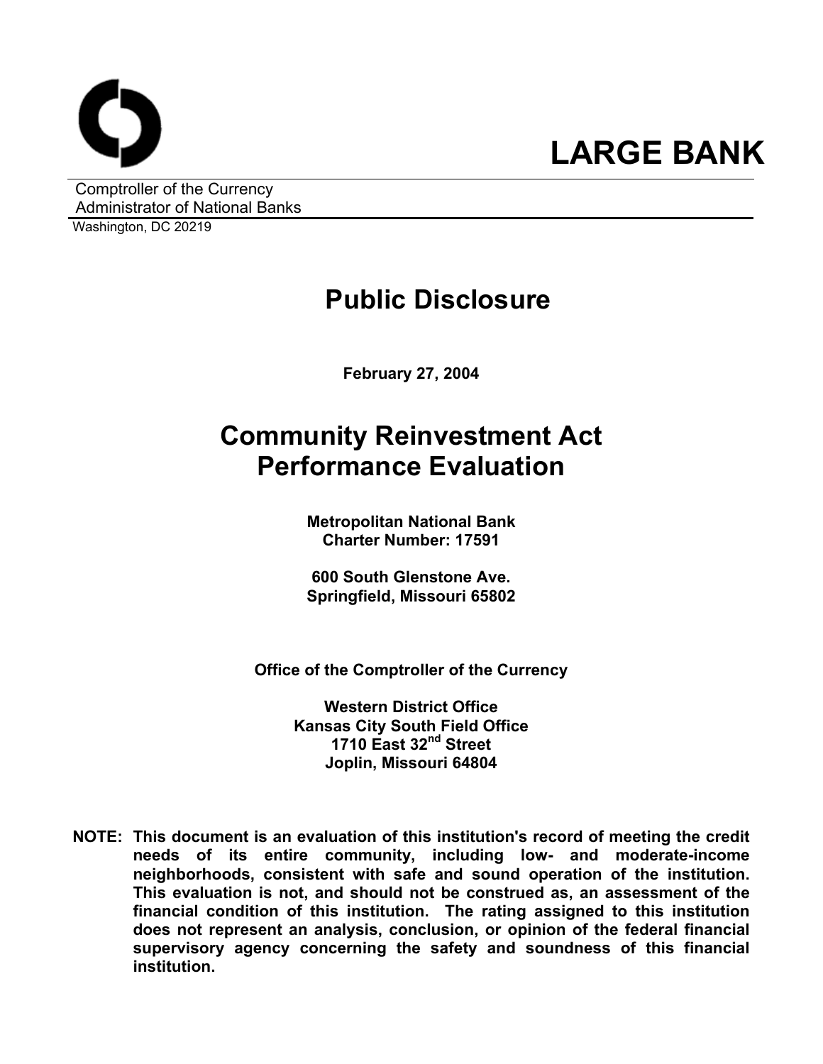# LARGE BANK

Comptroller of the Currency
Administrator of National Banks
Washington, DC 20219

# Public Disclosure

**February 27, 2004**

# Community Reinvestment Act Performance Evaluation

**Metropolitan National Bank**
**Charter Number: 17591**

**600 South Glenstone Ave.**
**Springfield, Missouri 65802**

**Office of the Comptroller of the Currency**

**Western District Office**
**Kansas City South Field Office**
**1710 East 32nd Street**
**Joplin, Missouri 64804**

**NOTE: This document is an evaluation of this institution's record of meeting the credit needs of its entire community, including low- and moderate-income neighborhoods, consistent with safe and sound operation of the institution. This evaluation is not, and should not be construed as, an assessment of the financial condition of this institution. The rating assigned to this institution does not represent an analysis, conclusion, or opinion of the federal financial supervisory agency concerning the safety and soundness of this financial institution.**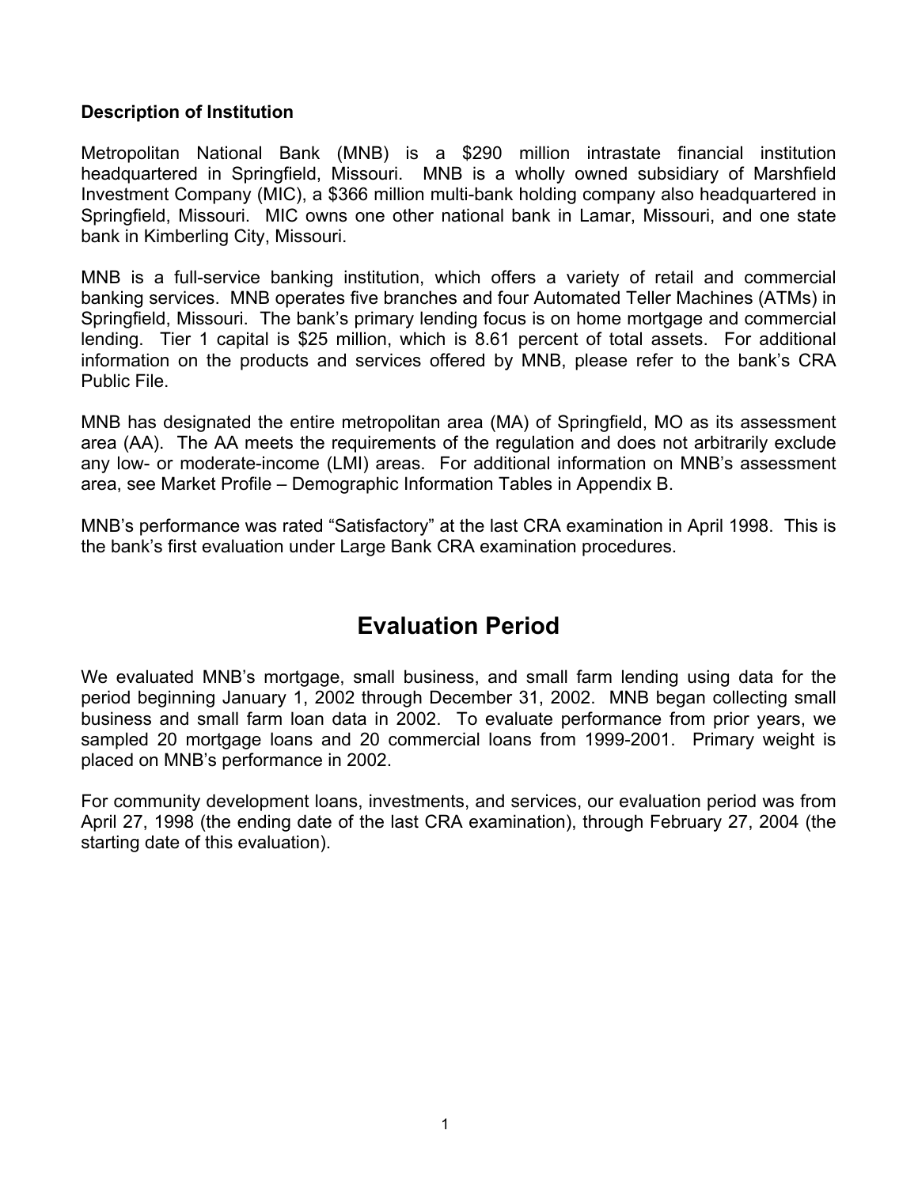**Description of Institution**

Metropolitan National Bank (MNB) is a $290 million intrastate financial institution headquartered in Springfield, Missouri. MNB is a wholly owned subsidiary of Marshfield Investment Company (MIC), a $366 million multi-bank holding company also headquartered in Springfield, Missouri. MIC owns one other national bank in Lamar, Missouri, and one state bank in Kimberling City, Missouri.

MNB is a full-service banking institution, which offers a variety of retail and commercial banking services. MNB operates five branches and four Automated Teller Machines (ATMs) in Springfield, Missouri. The bank's primary lending focus is on home mortgage and commercial lending. Tier 1 capital is $25 million, which is 8.61 percent of total assets. For additional information on the products and services offered by MNB, please refer to the bank's CRA Public File.

MNB has designated the entire metropolitan area (MA) of Springfield, MO as its assessment area (AA). The AA meets the requirements of the regulation and does not arbitrarily exclude any low- or moderate-income (LMI) areas. For additional information on MNB's assessment area, see Market Profile – Demographic Information Tables in Appendix B.

MNB's performance was rated "Satisfactory" at the last CRA examination in April 1998. This is the bank's first evaluation under Large Bank CRA examination procedures.

# Evaluation Period

We evaluated MNB's mortgage, small business, and small farm lending using data for the period beginning January 1, 2002 through December 31, 2002. MNB began collecting small business and small farm loan data in 2002. To evaluate performance from prior years, we sampled 20 mortgage loans and 20 commercial loans from 1999-2001. Primary weight is placed on MNB's performance in 2002.

For community development loans, investments, and services, our evaluation period was from April 27, 1998 (the ending date of the last CRA examination), through February 27, 2004 (the starting date of this evaluation).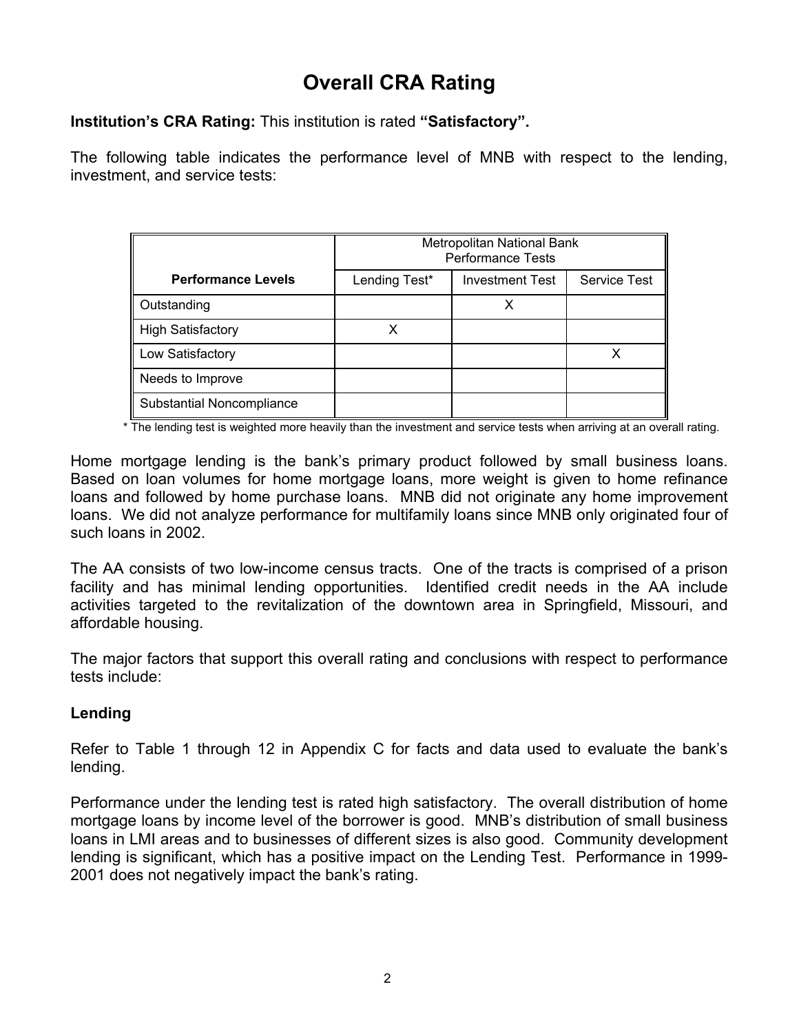# Overall CRA Rating

**Institution's CRA Rating:** This institution is rated **"Satisfactory".**

The following table indicates the performance level of MNB with respect to the lending, investment, and service tests:

| Performance Levels | Metropolitan National Bank Performance Tests | | |
|---|---|---|---|
| | Lending Test* | Investment Test | Service Test |
| Outstanding | | X | |
| High Satisfactory | X | | |
| Low Satisfactory | | | X |
| Needs to Improve | | | |
| Substantial Noncompliance | | | |

\* The lending test is weighted more heavily than the investment and service tests when arriving at an overall rating.

Home mortgage lending is the bank's primary product followed by small business loans. Based on loan volumes for home mortgage loans, more weight is given to home refinance loans and followed by home purchase loans. MNB did not originate any home improvement loans. We did not analyze performance for multifamily loans since MNB only originated four of such loans in 2002.

The AA consists of two low-income census tracts. One of the tracts is comprised of a prison facility and has minimal lending opportunities. Identified credit needs in the AA include activities targeted to the revitalization of the downtown area in Springfield, Missouri, and affordable housing.

The major factors that support this overall rating and conclusions with respect to performance tests include:

### Lending

Refer to Table 1 through 12 in Appendix C for facts and data used to evaluate the bank's lending.

Performance under the lending test is rated high satisfactory. The overall distribution of home mortgage loans by income level of the borrower is good. MNB's distribution of small business loans in LMI areas and to businesses of different sizes is also good. Community development lending is significant, which has a positive impact on the Lending Test. Performance in 1999-2001 does not negatively impact the bank's rating.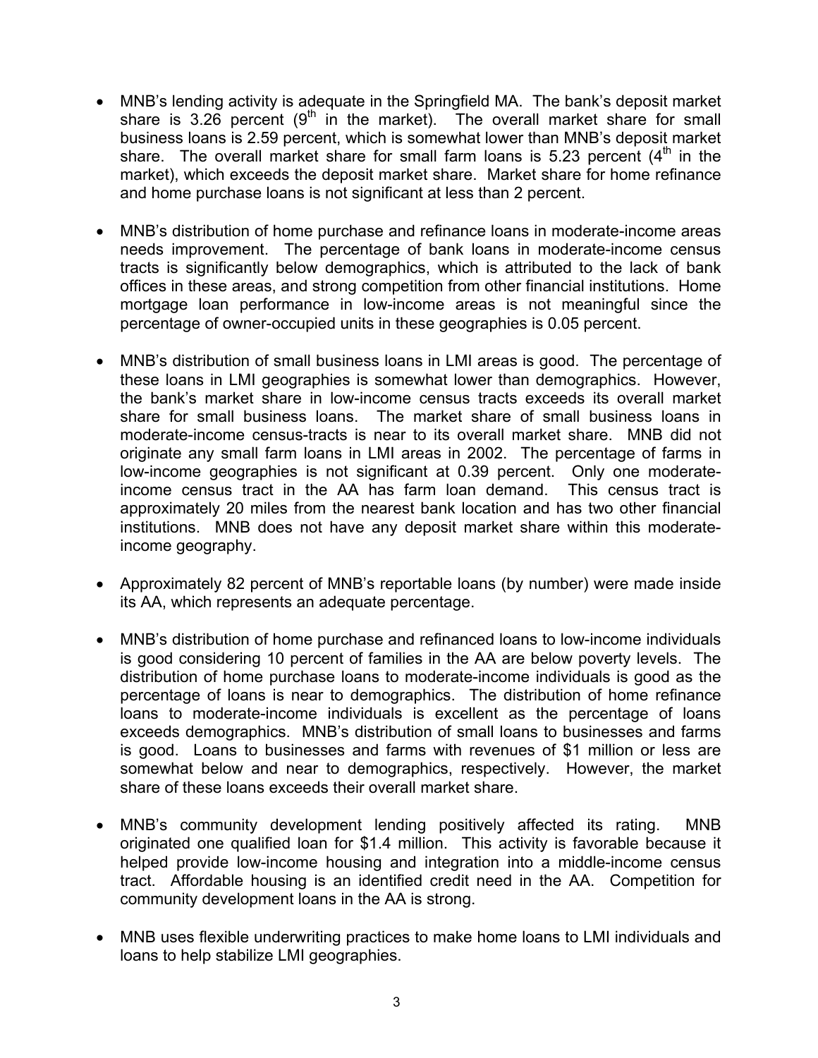- MNB's lending activity is adequate in the Springfield MA. The bank's deposit market share is 3.26 percent (9th in the market). The overall market share for small business loans is 2.59 percent, which is somewhat lower than MNB's deposit market share. The overall market share for small farm loans is 5.23 percent (4th in the market), which exceeds the deposit market share. Market share for home refinance and home purchase loans is not significant at less than 2 percent.

- MNB's distribution of home purchase and refinance loans in moderate-income areas needs improvement. The percentage of bank loans in moderate-income census tracts is significantly below demographics, which is attributed to the lack of bank offices in these areas, and strong competition from other financial institutions. Home mortgage loan performance in low-income areas is not meaningful since the percentage of owner-occupied units in these geographies is 0.05 percent.

- MNB's distribution of small business loans in LMI areas is good. The percentage of these loans in LMI geographies is somewhat lower than demographics. However, the bank's market share in low-income census tracts exceeds its overall market share for small business loans. The market share of small business loans in moderate-income census-tracts is near to its overall market share. MNB did not originate any small farm loans in LMI areas in 2002. The percentage of farms in low-income geographies is not significant at 0.39 percent. Only one moderate-income census tract in the AA has farm loan demand. This census tract is approximately 20 miles from the nearest bank location and has two other financial institutions. MNB does not have any deposit market share within this moderate-income geography.

- Approximately 82 percent of MNB's reportable loans (by number) were made inside its AA, which represents an adequate percentage.

- MNB's distribution of home purchase and refinanced loans to low-income individuals is good considering 10 percent of families in the AA are below poverty levels. The distribution of home purchase loans to moderate-income individuals is good as the percentage of loans is near to demographics. The distribution of home refinance loans to moderate-income individuals is excellent as the percentage of loans exceeds demographics. MNB's distribution of small loans to businesses and farms is good. Loans to businesses and farms with revenues of $1 million or less are somewhat below and near to demographics, respectively. However, the market share of these loans exceeds their overall market share.

- MNB's community development lending positively affected its rating. MNB originated one qualified loan for $1.4 million. This activity is favorable because it helped provide low-income housing and integration into a middle-income census tract. Affordable housing is an identified credit need in the AA. Competition for community development loans in the AA is strong.

- MNB uses flexible underwriting practices to make home loans to LMI individuals and loans to help stabilize LMI geographies.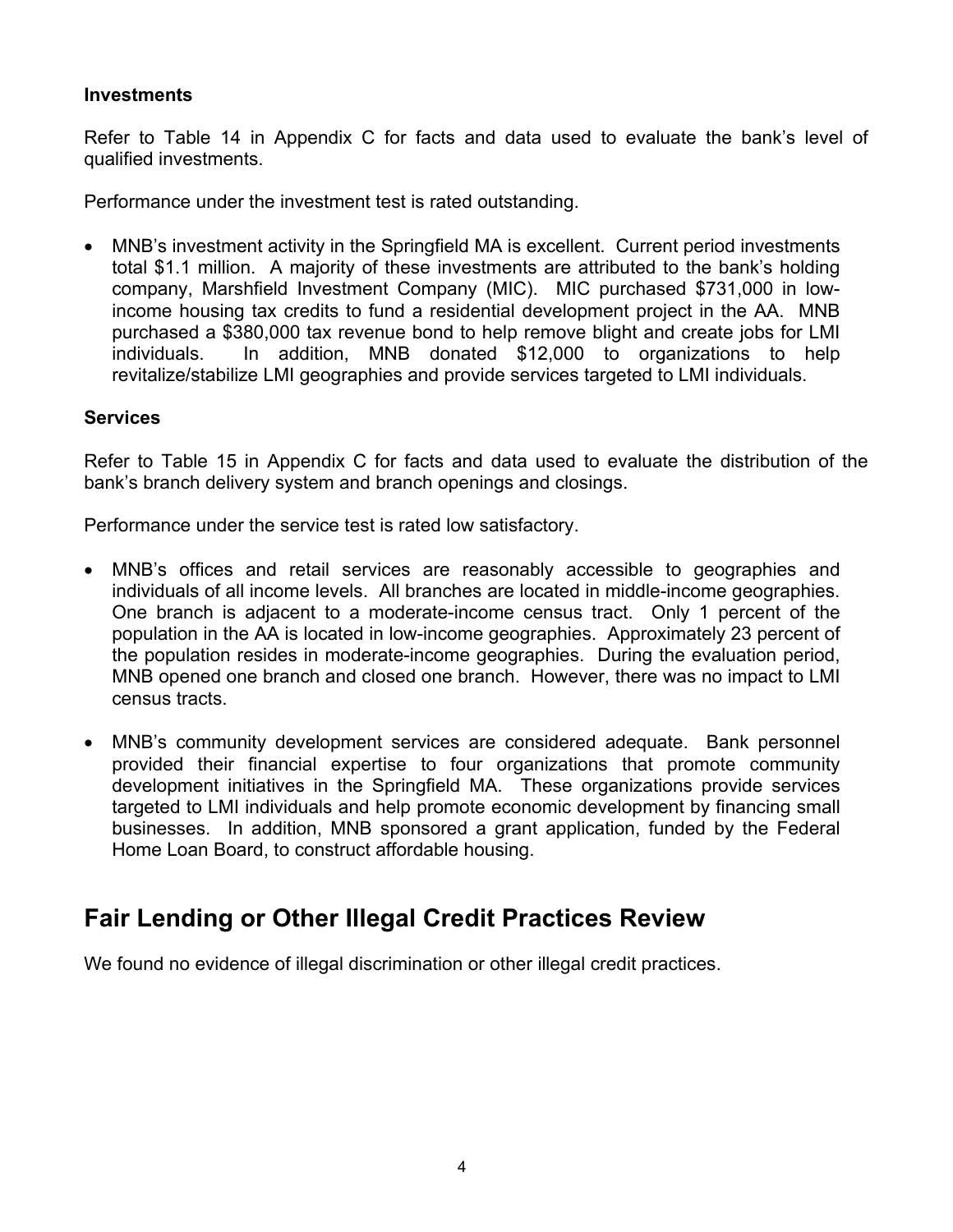### Investments

Refer to Table 14 in Appendix C for facts and data used to evaluate the bank's level of qualified investments.

Performance under the investment test is rated outstanding.

- MNB's investment activity in the Springfield MA is excellent. Current period investments total $1.1 million. A majority of these investments are attributed to the bank's holding company, Marshfield Investment Company (MIC). MIC purchased $731,000 in low-income housing tax credits to fund a residential development project in the AA. MNB purchased a $380,000 tax revenue bond to help remove blight and create jobs for LMI individuals. In addition, MNB donated $12,000 to organizations to help revitalize/stabilize LMI geographies and provide services targeted to LMI individuals.

### Services

Refer to Table 15 in Appendix C for facts and data used to evaluate the distribution of the bank's branch delivery system and branch openings and closings.

Performance under the service test is rated low satisfactory.

- MNB's offices and retail services are reasonably accessible to geographies and individuals of all income levels. All branches are located in middle-income geographies. One branch is adjacent to a moderate-income census tract. Only 1 percent of the population in the AA is located in low-income geographies. Approximately 23 percent of the population resides in moderate-income geographies. During the evaluation period, MNB opened one branch and closed one branch. However, there was no impact to LMI census tracts.

- MNB's community development services are considered adequate. Bank personnel provided their financial expertise to four organizations that promote community development initiatives in the Springfield MA. These organizations provide services targeted to LMI individuals and help promote economic development by financing small businesses. In addition, MNB sponsored a grant application, funded by the Federal Home Loan Board, to construct affordable housing.

## Fair Lending or Other Illegal Credit Practices Review

We found no evidence of illegal discrimination or other illegal credit practices.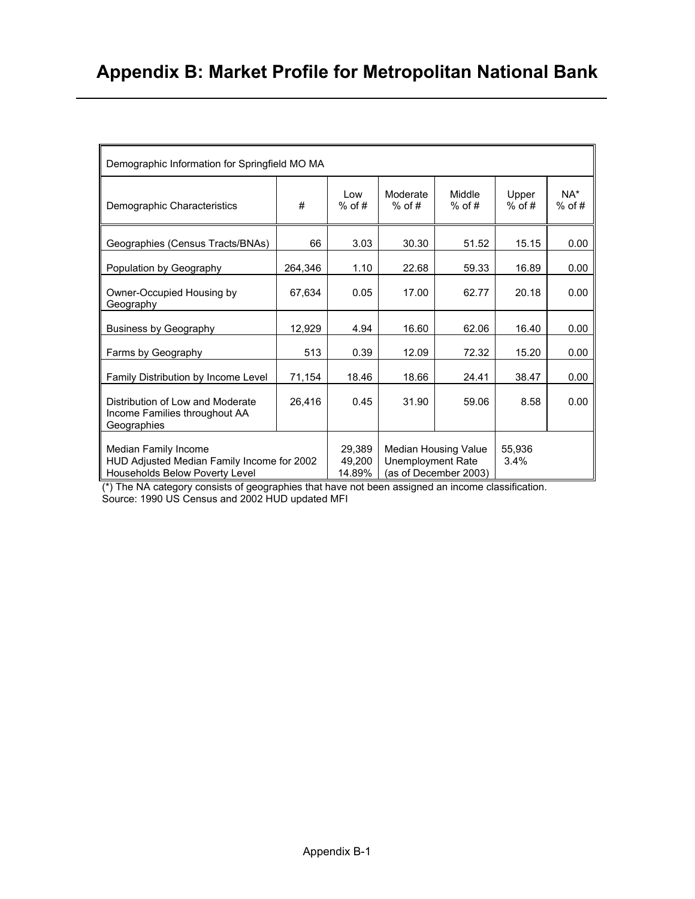# Appendix B: Market Profile for Metropolitan National Bank

| Demographic Information for Springfield MO MA | | | | | | |
|---|---|---|---|---|---|---|
| Demographic Characteristics | # | Low % of # | Moderate % of # | Middle % of # | Upper % of # | NA* % of # |
| Geographies (Census Tracts/BNAs) | 66 | 3.03 | 30.30 | 51.52 | 15.15 | 0.00 |
| Population by Geography | 264,346 | 1.10 | 22.68 | 59.33 | 16.89 | 0.00 |
| Owner-Occupied Housing by Geography | 67,634 | 0.05 | 17.00 | 62.77 | 20.18 | 0.00 |
| Business by Geography | 12,929 | 4.94 | 16.60 | 62.06 | 16.40 | 0.00 |
| Farms by Geography | 513 | 0.39 | 12.09 | 72.32 | 15.20 | 0.00 |
| Family Distribution by Income Level | 71,154 | 18.46 | 18.66 | 24.41 | 38.47 | 0.00 |
| Distribution of Low and Moderate Income Families throughout AA Geographies | 26,416 | 0.45 | 31.90 | 59.06 | 8.58 | 0.00 |
| Median Family Income<br>HUD Adjusted Median Family Income for 2002<br>Households Below Poverty Level | | 29,389<br>49,200<br>14.89% | Median Housing Value<br>Unemployment Rate<br>(as of December 2003) | | 55,936<br>3.4% | |

(*) The NA category consists of geographies that have not been assigned an income classification.
Source: 1990 US Census and 2002 HUD updated MFI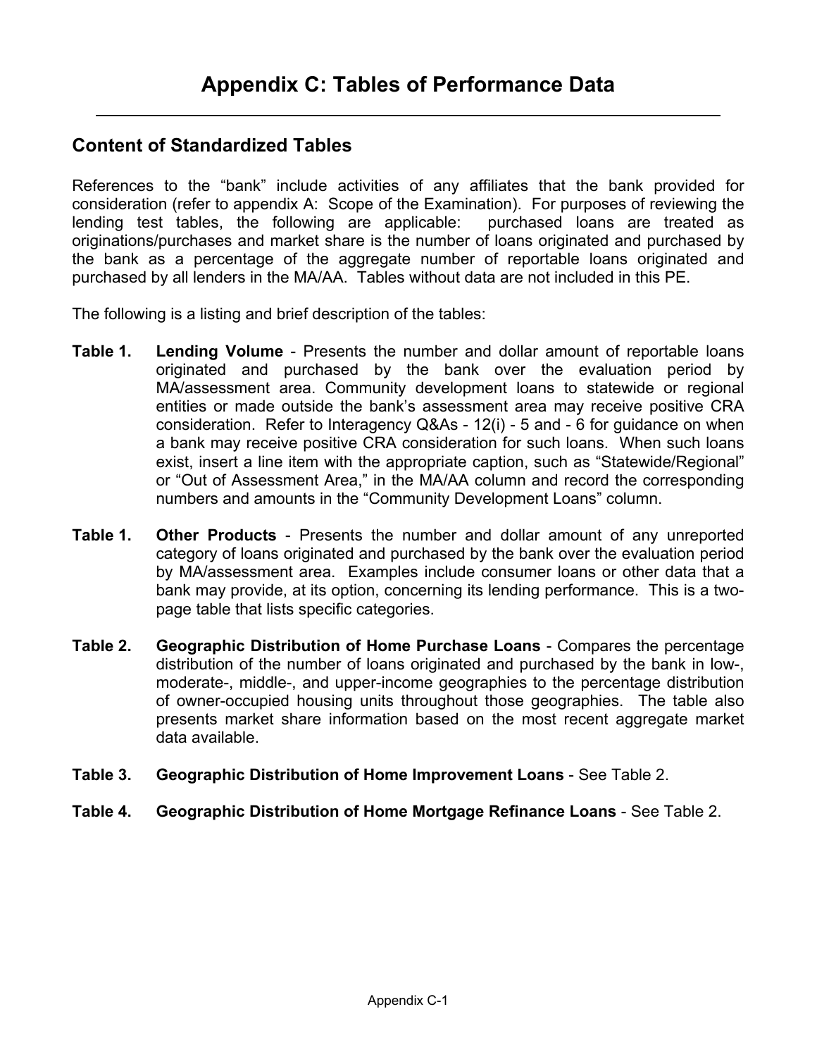# Appendix C: Tables of Performance Data

## Content of Standardized Tables

References to the "bank" include activities of any affiliates that the bank provided for consideration (refer to appendix A: Scope of the Examination). For purposes of reviewing the lending test tables, the following are applicable: purchased loans are treated as originations/purchases and market share is the number of loans originated and purchased by the bank as a percentage of the aggregate number of reportable loans originated and purchased by all lenders in the MA/AA. Tables without data are not included in this PE.

The following is a listing and brief description of the tables:

**Table 1. Lending Volume** - Presents the number and dollar amount of reportable loans originated and purchased by the bank over the evaluation period by MA/assessment area. Community development loans to statewide or regional entities or made outside the bank's assessment area may receive positive CRA consideration. Refer to Interagency Q&As - 12(i) - 5 and - 6 for guidance on when a bank may receive positive CRA consideration for such loans. When such loans exist, insert a line item with the appropriate caption, such as "Statewide/Regional" or "Out of Assessment Area," in the MA/AA column and record the corresponding numbers and amounts in the "Community Development Loans" column.

**Table 1. Other Products** - Presents the number and dollar amount of any unreported category of loans originated and purchased by the bank over the evaluation period by MA/assessment area. Examples include consumer loans or other data that a bank may provide, at its option, concerning its lending performance. This is a two-page table that lists specific categories.

**Table 2. Geographic Distribution of Home Purchase Loans** - Compares the percentage distribution of the number of loans originated and purchased by the bank in low-, moderate-, middle-, and upper-income geographies to the percentage distribution of owner-occupied housing units throughout those geographies. The table also presents market share information based on the most recent aggregate market data available.

**Table 3. Geographic Distribution of Home Improvement Loans** - See Table 2.

**Table 4. Geographic Distribution of Home Mortgage Refinance Loans** - See Table 2.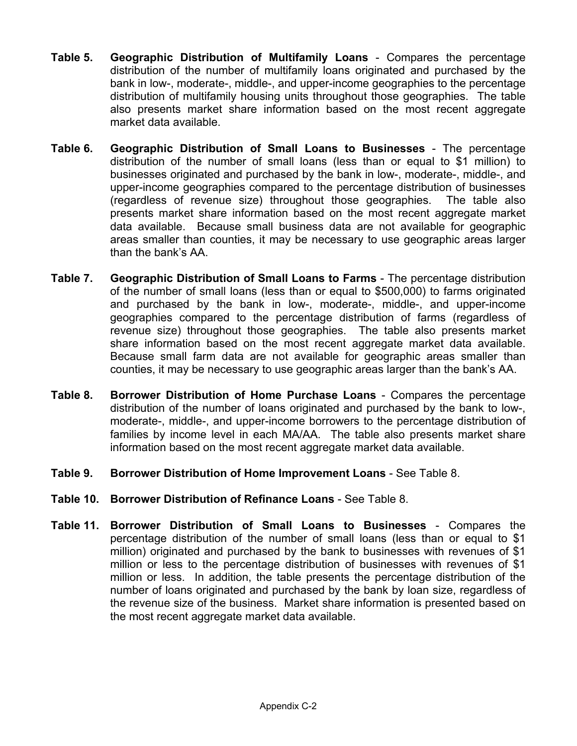**Table 5. Geographic Distribution of Multifamily Loans** - Compares the percentage distribution of the number of multifamily loans originated and purchased by the bank in low-, moderate-, middle-, and upper-income geographies to the percentage distribution of multifamily housing units throughout those geographies. The table also presents market share information based on the most recent aggregate market data available.

**Table 6. Geographic Distribution of Small Loans to Businesses** - The percentage distribution of the number of small loans (less than or equal to $1 million) to businesses originated and purchased by the bank in low-, moderate-, middle-, and upper-income geographies compared to the percentage distribution of businesses (regardless of revenue size) throughout those geographies. The table also presents market share information based on the most recent aggregate market data available. Because small business data are not available for geographic areas smaller than counties, it may be necessary to use geographic areas larger than the bank's AA.

**Table 7. Geographic Distribution of Small Loans to Farms** - The percentage distribution of the number of small loans (less than or equal to $500,000) to farms originated and purchased by the bank in low-, moderate-, middle-, and upper-income geographies compared to the percentage distribution of farms (regardless of revenue size) throughout those geographies. The table also presents market share information based on the most recent aggregate market data available. Because small farm data are not available for geographic areas smaller than counties, it may be necessary to use geographic areas larger than the bank's AA.

**Table 8. Borrower Distribution of Home Purchase Loans** - Compares the percentage distribution of the number of loans originated and purchased by the bank to low-, moderate-, middle-, and upper-income borrowers to the percentage distribution of families by income level in each MA/AA. The table also presents market share information based on the most recent aggregate market data available.

**Table 9. Borrower Distribution of Home Improvement Loans** - See Table 8.

**Table 10. Borrower Distribution of Refinance Loans** - See Table 8.

**Table 11. Borrower Distribution of Small Loans to Businesses** - Compares the percentage distribution of the number of small loans (less than or equal to $1 million) originated and purchased by the bank to businesses with revenues of $1 million or less to the percentage distribution of businesses with revenues of $1 million or less. In addition, the table presents the percentage distribution of the number of loans originated and purchased by the bank by loan size, regardless of the revenue size of the business. Market share information is presented based on the most recent aggregate market data available.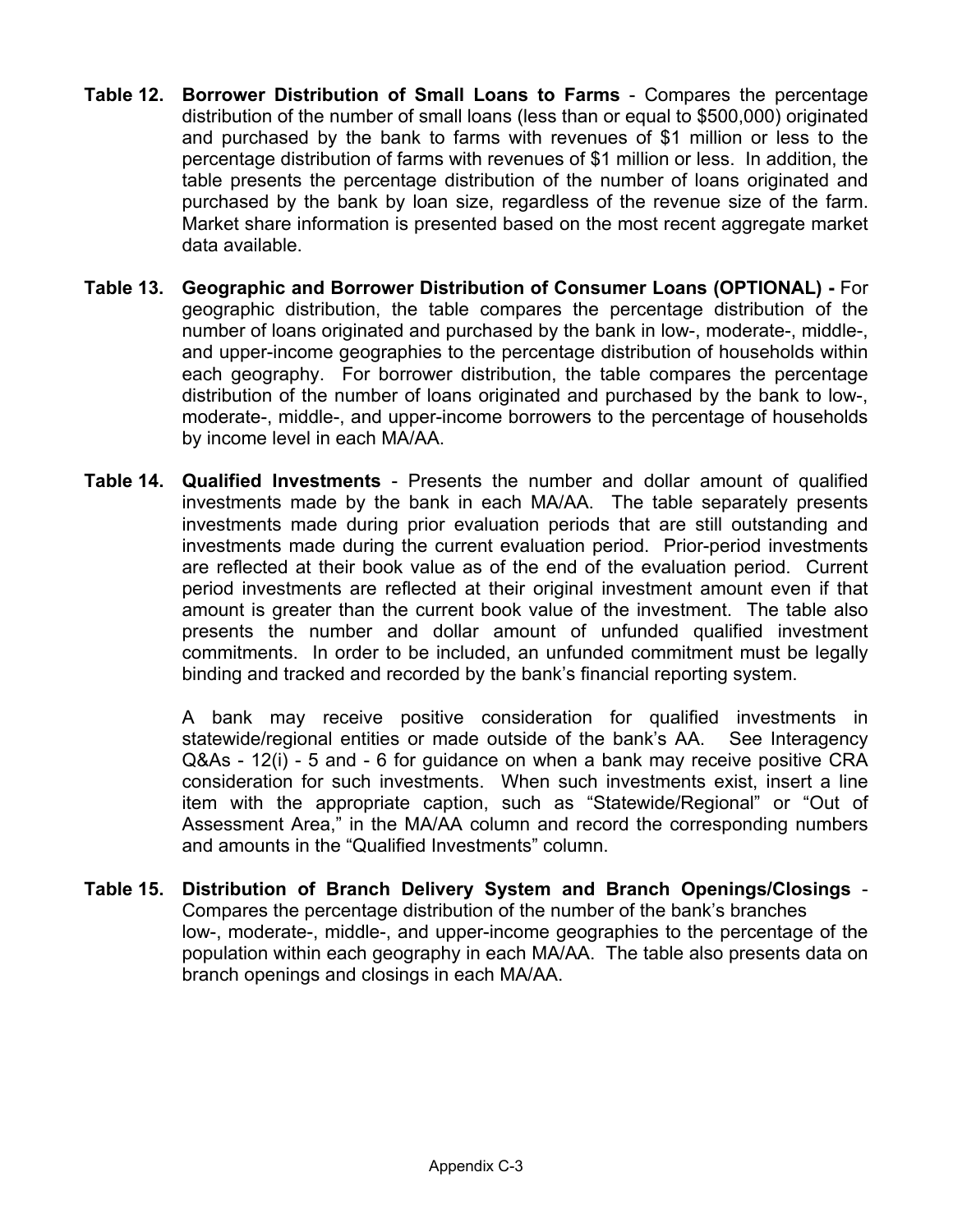**Table 12. Borrower Distribution of Small Loans to Farms** - Compares the percentage distribution of the number of small loans (less than or equal to $500,000) originated and purchased by the bank to farms with revenues of $1 million or less to the percentage distribution of farms with revenues of $1 million or less. In addition, the table presents the percentage distribution of the number of loans originated and purchased by the bank by loan size, regardless of the revenue size of the farm. Market share information is presented based on the most recent aggregate market data available.

**Table 13. Geographic and Borrower Distribution of Consumer Loans (OPTIONAL) -** For geographic distribution, the table compares the percentage distribution of the number of loans originated and purchased by the bank in low-, moderate-, middle-, and upper-income geographies to the percentage distribution of households within each geography. For borrower distribution, the table compares the percentage distribution of the number of loans originated and purchased by the bank to low-, moderate-, middle-, and upper-income borrowers to the percentage of households by income level in each MA/AA.

**Table 14. Qualified Investments** - Presents the number and dollar amount of qualified investments made by the bank in each MA/AA. The table separately presents investments made during prior evaluation periods that are still outstanding and investments made during the current evaluation period. Prior-period investments are reflected at their book value as of the end of the evaluation period. Current period investments are reflected at their original investment amount even if that amount is greater than the current book value of the investment. The table also presents the number and dollar amount of unfunded qualified investment commitments. In order to be included, an unfunded commitment must be legally binding and tracked and recorded by the bank's financial reporting system.

A bank may receive positive consideration for qualified investments in statewide/regional entities or made outside of the bank's AA. See Interagency Q&As - 12(i) - 5 and - 6 for guidance on when a bank may receive positive CRA consideration for such investments. When such investments exist, insert a line item with the appropriate caption, such as "Statewide/Regional" or "Out of Assessment Area," in the MA/AA column and record the corresponding numbers and amounts in the "Qualified Investments" column.

**Table 15. Distribution of Branch Delivery System and Branch Openings/Closings** - Compares the percentage distribution of the number of the bank's branches low-, moderate-, middle-, and upper-income geographies to the percentage of the population within each geography in each MA/AA. The table also presents data on branch openings and closings in each MA/AA.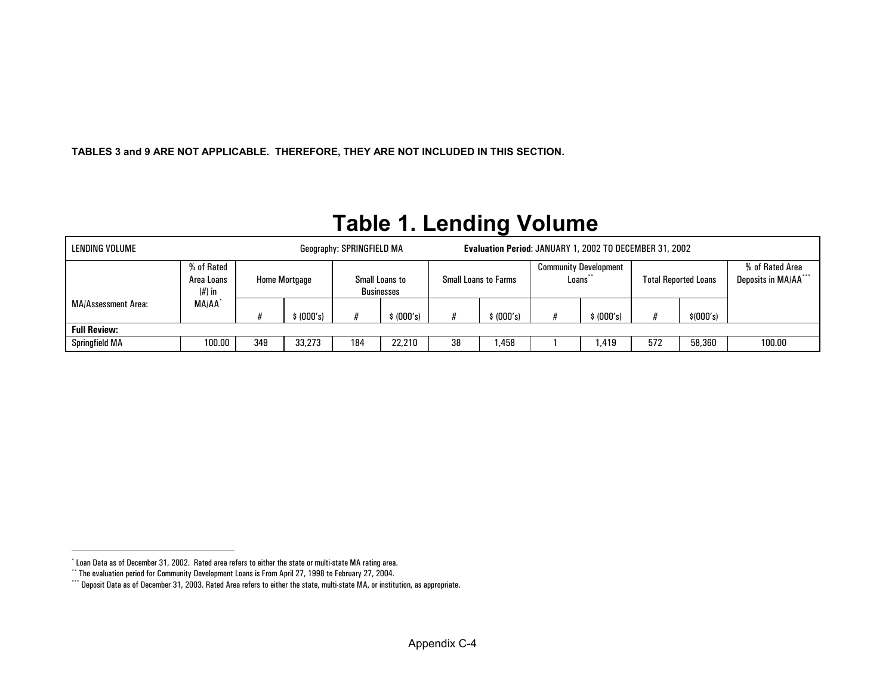**TABLES 3 and 9 ARE NOT APPLICABLE. THEREFORE, THEY ARE NOT INCLUDED IN THIS SECTION.**

# Table 1. Lending Volume

| LENDING VOLUME | | | | Geography: SPRINGFIELD MA | | | | **Evaluation Period**: JANUARY 1, 2002 TO DECEMBER 31, 2002 | | | | |
|---|---|---|---|---|---|---|---|---|---|---|---|---|
| MA/Assessment Area: | % of Rated Area Loans (#) in MA/AA* | Home Mortgage | | Small Loans to Businesses | | Small Loans to Farms | | Community Development Loans** | | Total Reported Loans | | % of Rated Area Deposits in MA/AA*** |
| | | # | $ (000's) | # | $ (000's) | # | $ (000's) | # | $ (000's) | # | $(000's) | |
| **Full Review:** | | | | | | | | | | | | |
| Springfield MA | 100.00 | 349 | 33,273 | 184 | 22,210 | 38 | 1,458 | 1 | 1,419 | 572 | 58,360 | 100.00 |

* Loan Data as of December 31, 2002. Rated area refers to either the state or multi-state MA rating area.

** The evaluation period for Community Development Loans is From April 27, 1998 to February 27, 2004.

*** Deposit Data as of December 31, 2003. Rated Area refers to either the state, multi-state MA, or institution, as appropriate.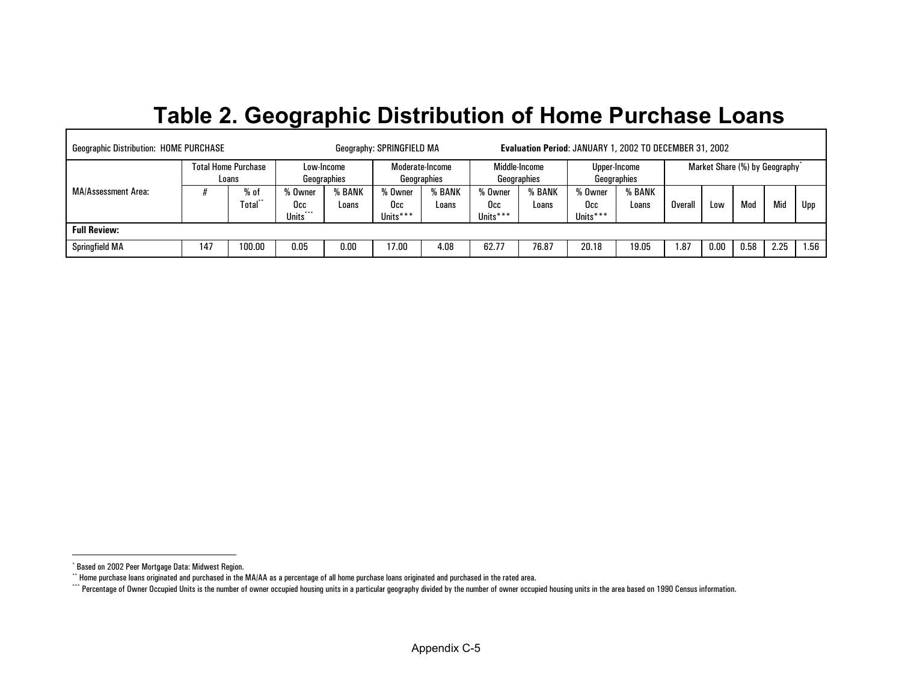# Table 2. Geographic Distribution of Home Purchase Loans

| Geographic Distribution: HOME PURCHASE | | | Geography: SPRINGFIELD MA | | | | **Evaluation Period**: JANUARY 1, 2002 TO DECEMBER 31, 2002 | | | | | | | | |
|---|---|---|---|---|---|---|---|---|---|---|---|---|---|---|---|
| MA/Assessment Area: | Total Home Purchase Loans | | Low-Income Geographies | | Moderate-Income Geographies | | Middle-Income Geographies | | Upper-Income Geographies | | Market Share (%) by Geography* | | | | |
| | # | % of Total** | % Owner Occ Units*** | % BANK Loans | % Owner Occ Units*** | % BANK Loans | % Owner Occ Units*** | % BANK Loans | % Owner Occ Units*** | % BANK Loans | Overall | Low | Mod | Mid | Upp |
| **Full Review:** | | | | | | | | | | | | | | | |
| Springfield MA | 147 | 100.00 | 0.05 | 0.00 | 17.00 | 4.08 | 62.77 | 76.87 | 20.18 | 19.05 | 1.87 | 0.00 | 0.58 | 2.25 | 1.56 |

* Based on 2002 Peer Mortgage Data: Midwest Region.

** Home purchase loans originated and purchased in the MA/AA as a percentage of all home purchase loans originated and purchased in the rated area.

*** Percentage of Owner Occupied Units is the number of owner occupied housing units in a particular geography divided by the number of owner occupied housing units in the area based on 1990 Census information.

Appendix C-5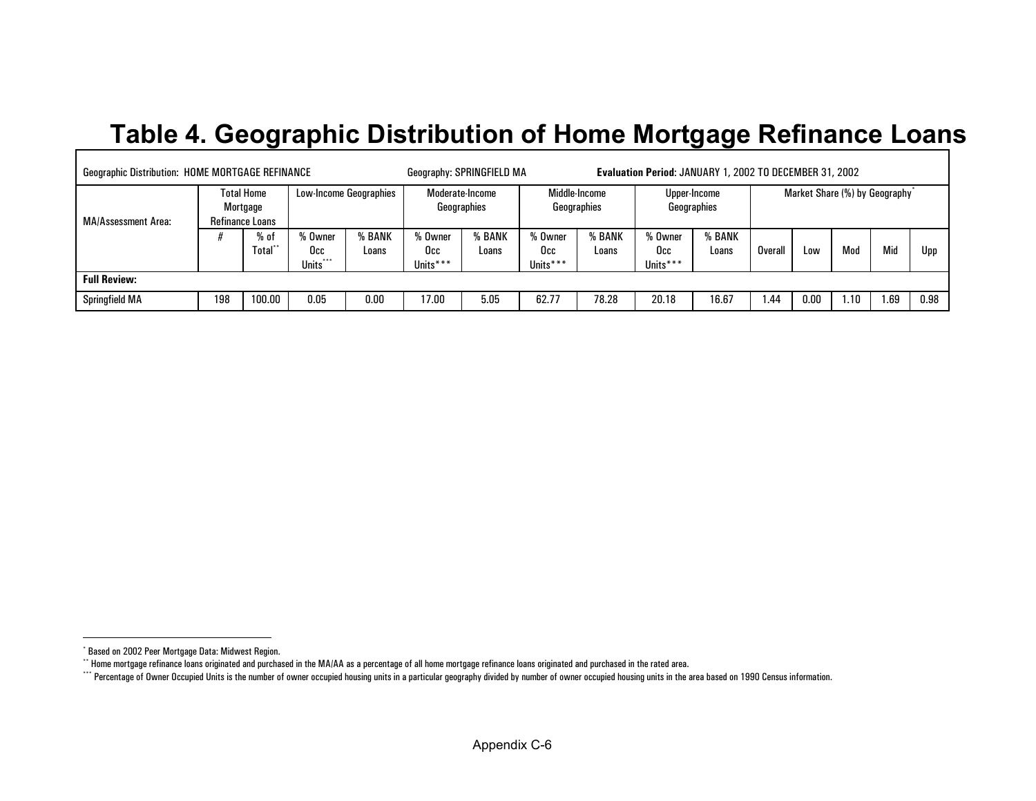# Table 4. Geographic Distribution of Home Mortgage Refinance Loans

| Geographic Distribution: HOME MORTGAGE REFINANCE | | | | | Geography: SPRINGFIELD MA | | | Evaluation Period: JANUARY 1, 2002 TO DECEMBER 31, 2002 | | | | | | | |
|---|---|---|---|---|---|---|---|---|---|---|---|---|---|---|---|
| MA/Assessment Area: | Total Home Mortgage Refinance Loans | | Low-Income Geographies | | Moderate-Income Geographies | | Middle-Income Geographies | | Upper-Income Geographies | | Market Share (%) by Geography* | | | | |
| | # | % of Total** | % Owner Occ Units*** | % BANK Loans | % Owner Occ Units*** | % BANK Loans | % Owner Occ Units*** | % BANK Loans | % Owner Occ Units*** | % BANK Loans | Overall | Low | Mod | Mid | Upp |
| **Full Review:** | | | | | | | | | | | | | | | |
| Springfield MA | 198 | 100.00 | 0.05 | 0.00 | 17.00 | 5.05 | 62.77 | 78.28 | 20.18 | 16.67 | 1.44 | 0.00 | 1.10 | 1.69 | 0.98 |

* Based on 2002 Peer Mortgage Data: Midwest Region.

** Home mortgage refinance loans originated and purchased in the MA/AA as a percentage of all home mortgage refinance loans originated and purchased in the rated area.

*** Percentage of Owner Occupied Units is the number of owner occupied housing units in a particular geography divided by number of owner occupied housing units in the area based on 1990 Census information.

Appendix C-6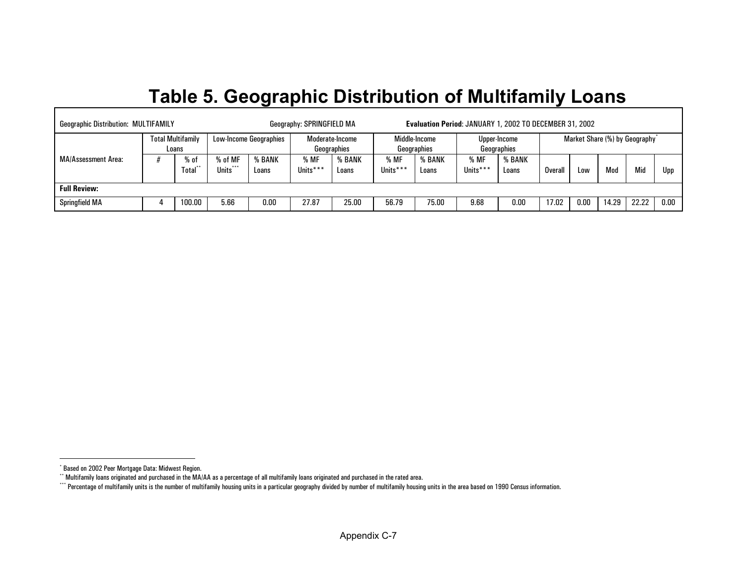# Table 5. Geographic Distribution of Multifamily Loans

| Geographic Distribution: MULTIFAMILY | | | Geography: SPRINGFIELD MA | | | | Evaluation Period: JANUARY 1, 2002 TO DECEMBER 31, 2002 | | | | | | | | |
|---|---|---|---|---|---|---|---|---|---|---|---|---|---|---|---|
| | Total Multifamily Loans | | Low-Income Geographies | | Moderate-Income Geographies | | Middle-Income Geographies | | Upper-Income Geographies | | Market Share (%) by Geography* | | | | |
| MA/Assessment Area: | # | % of Total** | % of MF Units*** | % BANK Loans | % MF Units*** | % BANK Loans | % MF Units*** | % BANK Loans | % MF Units*** | % BANK Loans | Overall | Low | Mod | Mid | Upp |
| **Full Review:** | | | | | | | | | | | | | | | |
| Springfield MA | 4 | 100.00 | 5.66 | 0.00 | 27.87 | 25.00 | 56.79 | 75.00 | 9.68 | 0.00 | 17.02 | 0.00 | 14.29 | 22.22 | 0.00 |

* Based on 2002 Peer Mortgage Data: Midwest Region.

** Multifamily loans originated and purchased in the MA/AA as a percentage of all multifamily loans originated and purchased in the rated area.

*** Percentage of multifamily units is the number of multifamily housing units in a particular geography divided by number of multifamily housing units in the area based on 1990 Census information.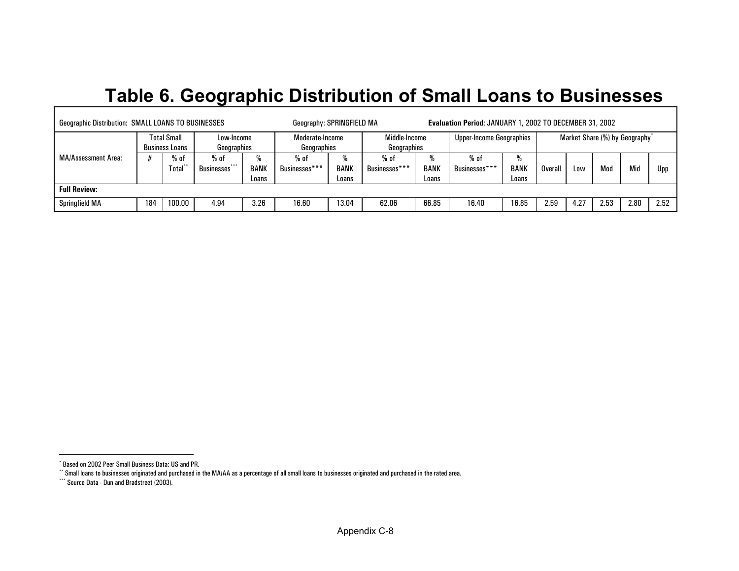# Table 6. Geographic Distribution of Small Loans to Businesses

| Geographic Distribution: SMALL LOANS TO BUSINESSES | | | | | Geography: SPRINGFIELD MA | | | | Evaluation Period: JANUARY 1, 2002 TO DECEMBER 31, 2002 | | | | | | |
|---|---|---|---|---|---|---|---|---|---|---|---|---|---|---|---|
| MA/Assessment Area: | Total Small Business Loans | | Low-Income Geographies | | Moderate-Income Geographies | | Middle-Income Geographies | | Upper-Income Geographies | | Market Share (%) by Geography[*] | | | | |
| | # | % of Total[**] | % of Businesses[***] | % BANK Loans | % of Businesses[***] | % BANK Loans | % of Businesses[***] | % BANK Loans | % of Businesses[***] | % BANK Loans | Overall | Low | Mod | Mid | Upp |
| **Full Review:** | | | | | | | | | | | | | | | |
| Springfield MA | 184 | 100.00 | 4.94 | 3.26 | 16.60 | 13.04 | 62.06 | 66.85 | 16.40 | 16.85 | 2.59 | 4.27 | 2.53 | 2.80 | 2.52 |

[*] Based on 2002 Peer Small Business Data: US and PR.

[**] Small loans to businesses originated and purchased in the MA/AA as a percentage of all small loans to businesses originated and purchased in the rated area.

[***] Source Data - Dun and Bradstreet (2003).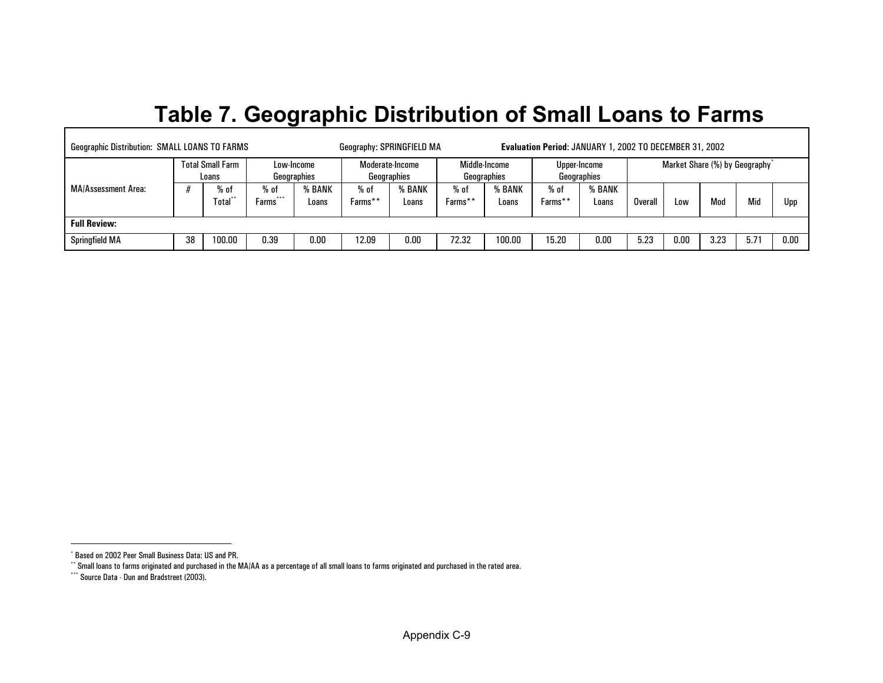# Table 7. Geographic Distribution of Small Loans to Farms

| Geographic Distribution: SMALL LOANS TO FARMS | | | | | Geography: SPRINGFIELD MA | | | | Evaluation Period: JANUARY 1, 2002 TO DECEMBER 31, 2002 | | | | | | |
|---|---|---|---|---|---|---|---|---|---|---|---|---|---|---|---|
| MA/Assessment Area: | Total Small Farm Loans | | Low-Income Geographies | | Moderate-Income Geographies | | Middle-Income Geographies | | Upper-Income Geographies | | Market Share (%) by Geography* | | | | |
| | # | % of Total** | % of Farms*** | % BANK Loans | % of Farms** | % BANK Loans | % of Farms** | % BANK Loans | % of Farms** | % BANK Loans | Overall | Low | Mod | Mid | Upp |
| **Full Review:** | | | | | | | | | | | | | | | |
| Springfield MA | 38 | 100.00 | 0.39 | 0.00 | 12.09 | 0.00 | 72.32 | 100.00 | 15.20 | 0.00 | 5.23 | 0.00 | 3.23 | 5.71 | 0.00 |

\* Based on 2002 Peer Small Business Data: US and PR.

\** Small loans to farms originated and purchased in the MA/AA as a percentage of all small loans to farms originated and purchased in the rated area.

\*** Source Data - Dun and Bradstreet (2003).

Appendix C-9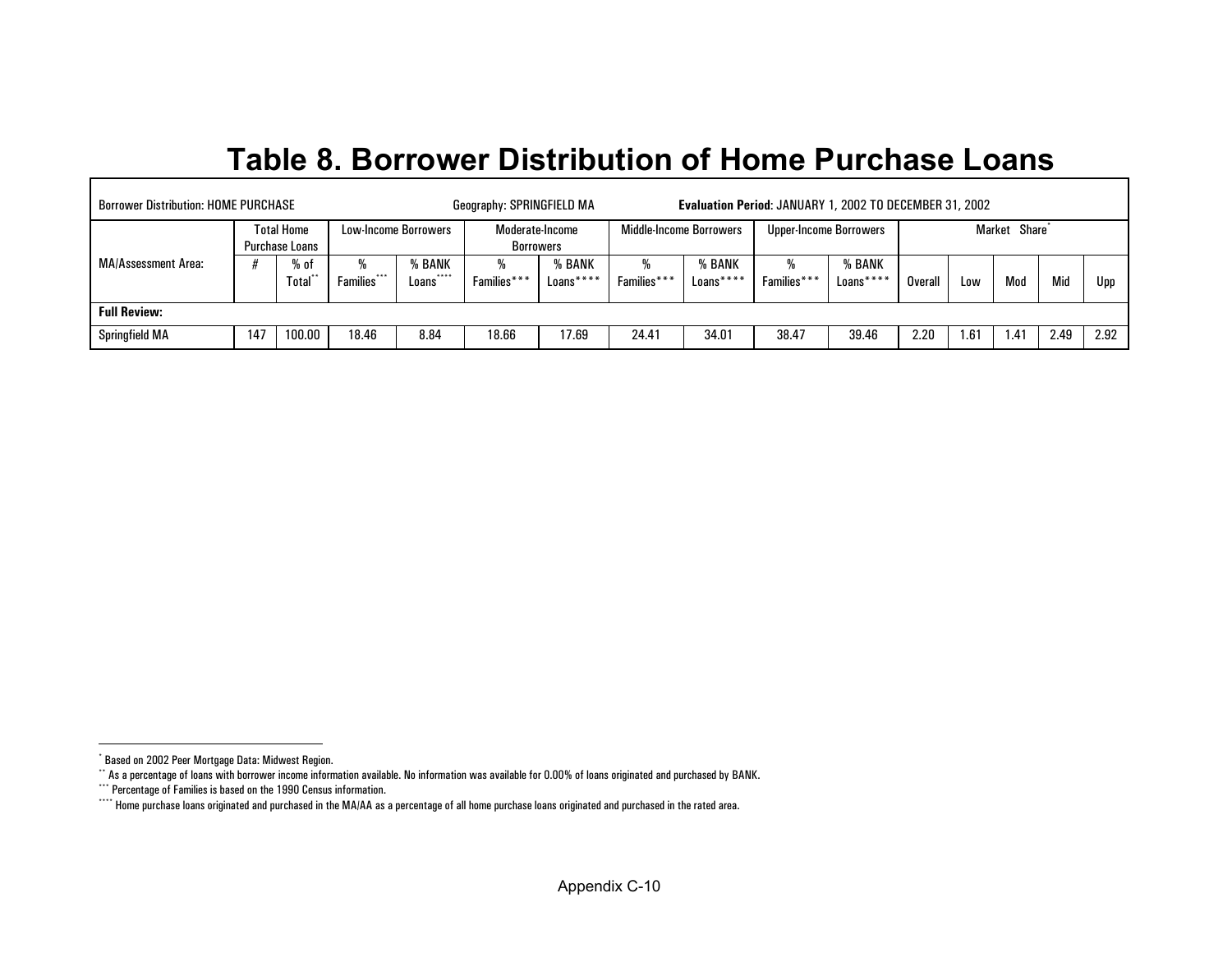# Table 8. Borrower Distribution of Home Purchase Loans

| Borrower Distribution: HOME PURCHASE | | | Geography: SPRINGFIELD MA | | | | **Evaluation Period**: JANUARY 1, 2002 TO DECEMBER 31, 2002 | | | | | | | | |
|---|---|---|---|---|---|---|---|---|---|---|---|---|---|---|---|
| MA/Assessment Area: | Total Home Purchase Loans | | Low-Income Borrowers | | Moderate-Income Borrowers | | Middle-Income Borrowers | | Upper-Income Borrowers | | Market Share* | | | | |
| | # | % of Total** | % Families*** | % BANK Loans**** | % Families*** | % BANK Loans**** | % Families*** | % BANK Loans**** | % Families*** | % BANK Loans**** | Overall | Low | Mod | Mid | Upp |
| **Full Review:** | | | | | | | | | | | | | | | |
| Springfield MA | 147 | 100.00 | 18.46 | 8.84 | 18.66 | 17.69 | 24.41 | 34.01 | 38.47 | 39.46 | 2.20 | 1.61 | 1.41 | 2.49 | 2.92 |

* Based on 2002 Peer Mortgage Data: Midwest Region.

** As a percentage of loans with borrower income information available. No information was available for 0.00% of loans originated and purchased by BANK.

*** Percentage of Families is based on the 1990 Census information.

**** Home purchase loans originated and purchased in the MA/AA as a percentage of all home purchase loans originated and purchased in the rated area.

Appendix C-10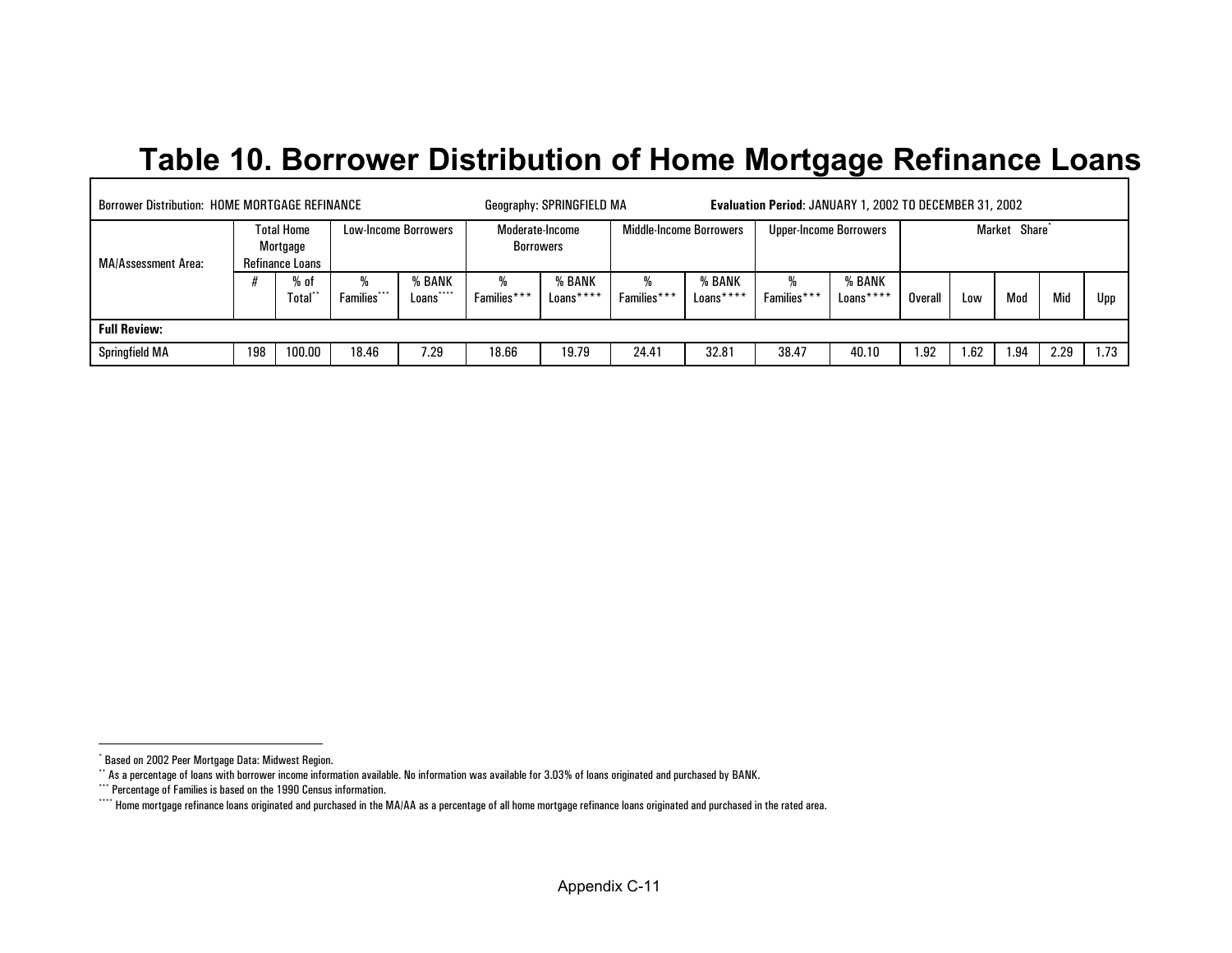# Table 10. Borrower Distribution of Home Mortgage Refinance Loans

| Borrower Distribution: HOME MORTGAGE REFINANCE | | | | | Geography: SPRINGFIELD MA | | | | Evaluation Period: JANUARY 1, 2002 TO DECEMBER 31, 2002 | | | | | | |
|---|---|---|---|---|---|---|---|---|---|---|---|---|---|---|---|
| MA/Assessment Area: | Total Home Mortgage Refinance Loans | | Low-Income Borrowers | | Moderate-Income Borrowers | | Middle-Income Borrowers | | Upper-Income Borrowers | | Market Share* | | | | |
| | # | % of Total** | % Families*** | % BANK Loans**** | % Families*** | % BANK Loans**** | % Families*** | % BANK Loans**** | % Families*** | % BANK Loans**** | Overall | Low | Mod | Mid | Upp |
| **Full Review:** | | | | | | | | | | | | | | | |
| Springfield MA | 198 | 100.00 | 18.46 | 7.29 | 18.66 | 19.79 | 24.41 | 32.81 | 38.47 | 40.10 | 1.92 | 1.62 | 1.94 | 2.29 | 1.73 |

* Based on 2002 Peer Mortgage Data: Midwest Region.

** As a percentage of loans with borrower income information available. No information was available for 3.03% of loans originated and purchased by BANK.

*** Percentage of Families is based on the 1990 Census information.

**** Home mortgage refinance loans originated and purchased in the MA/AA as a percentage of all home mortgage refinance loans originated and purchased in the rated area.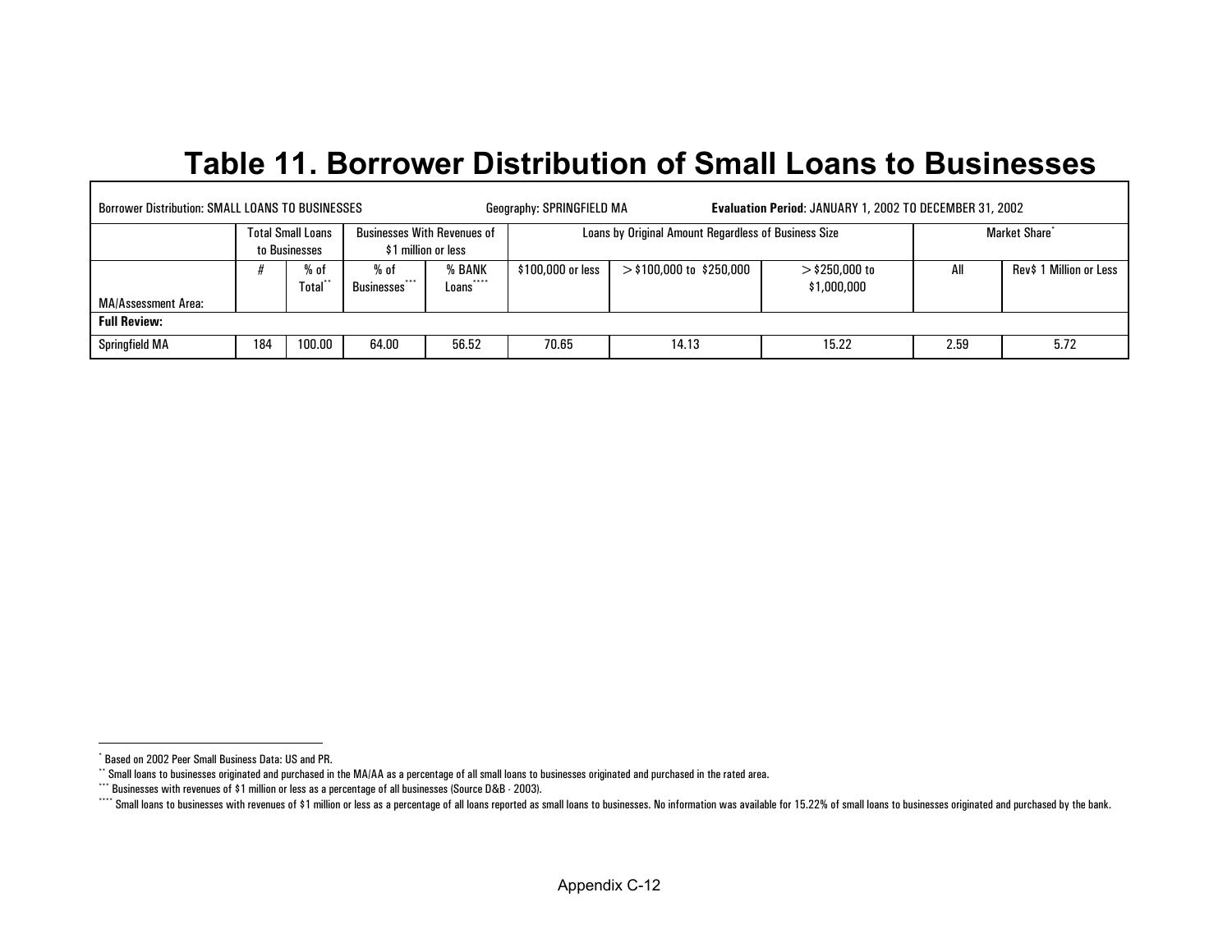# Table 11. Borrower Distribution of Small Loans to Businesses

Borrower Distribution: SMALL LOANS TO BUSINESSES    Geography: SPRINGFIELD MA    **Evaluation Period**: JANUARY 1, 2002 TO DECEMBER 31, 2002

| | Total Small Loans to Businesses | | Businesses With Revenues of $1 million or less | | Loans by Original Amount Regardless of Business Size | | | Market Share* | |
|---|---|---|---|---|---|---|---|---|---|
| MA/Assessment Area: | # | % of Total** | % of Businesses*** | % BANK Loans**** | $100,000 or less | > $100,000 to $250,000 | > $250,000 to $1,000,000 | All | Rev$ 1 Million or Less |
| **Full Review:** | | | | | | | | | |
| Springfield MA | 184 | 100.00 | 64.00 | 56.52 | 70.65 | 14.13 | 15.22 | 2.59 | 5.72 |

\* Based on 2002 Peer Small Business Data: US and PR.

\** Small loans to businesses originated and purchased in the MA/AA as a percentage of all small loans to businesses originated and purchased in the rated area.

\*** Businesses with revenues of $1 million or less as a percentage of all businesses (Source D&B - 2003).

\**** Small loans to businesses with revenues of $1 million or less as a percentage of all loans reported as small loans to businesses. No information was available for 15.22% of small loans to businesses originated and purchased by the bank.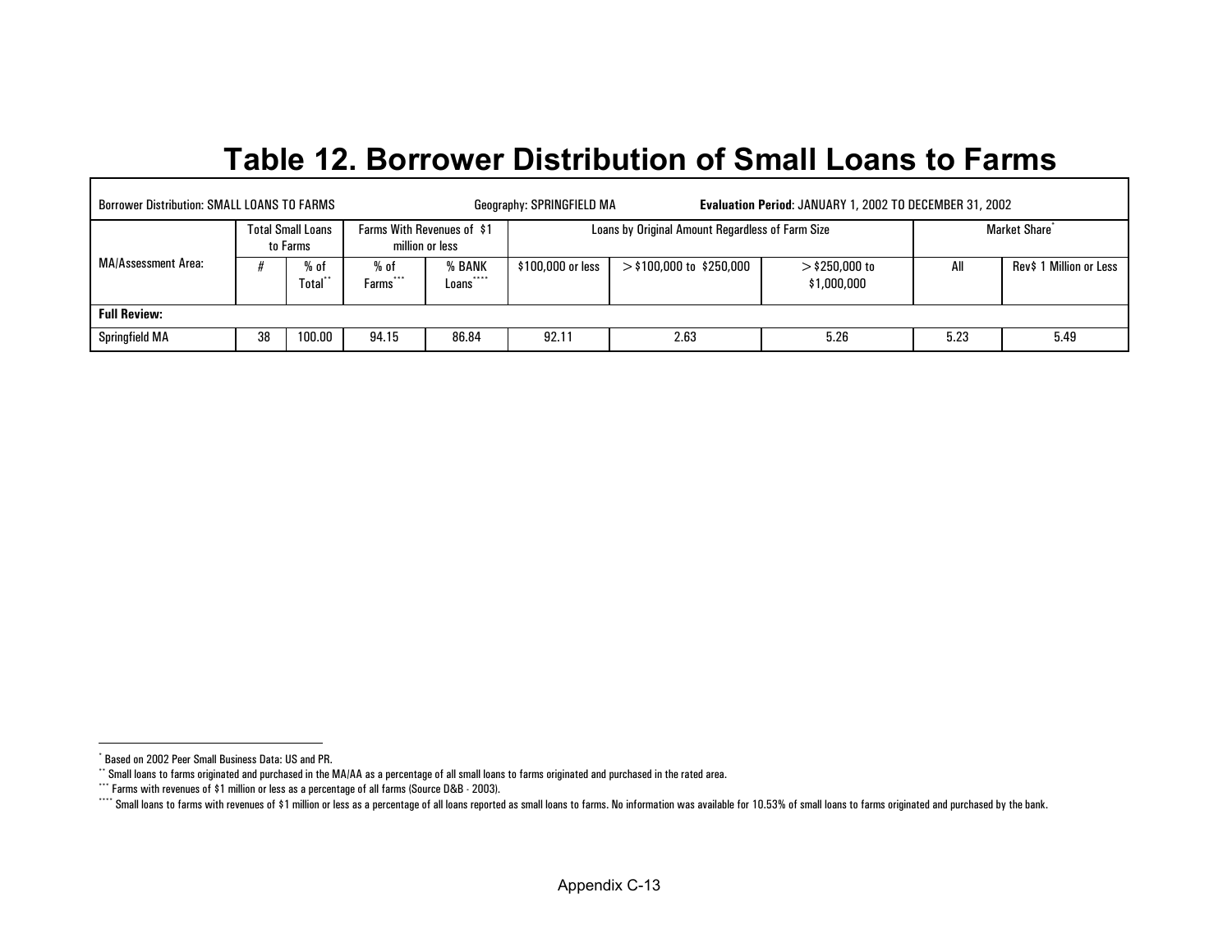# Table 12. Borrower Distribution of Small Loans to Farms

| Borrower Distribution: SMALL LOANS TO FARMS | | | Geography: SPRINGFIELD MA | | | | Evaluation Period: JANUARY 1, 2002 TO DECEMBER 31, 2002 | | |
|---|---|---|---|---|---|---|---|---|---|
| MA/Assessment Area: | Total Small Loans to Farms | | Farms With Revenues of $1 million or less | | Loans by Original Amount Regardless of Farm Size | | | Market Share* | |
| | # | % of Total** | % of Farms*** | % BANK Loans**** | $100,000 or less | > $100,000 to $250,000 | > $250,000 to $1,000,000 | All | Rev$ 1 Million or Less |
| **Full Review:** | | | | | | | | | |
| Springfield MA | 38 | 100.00 | 94.15 | 86.84 | 92.11 | 2.63 | 5.26 | 5.23 | 5.49 |

---

* Based on 2002 Peer Small Business Data: US and PR.

** Small loans to farms originated and purchased in the MA/AA as a percentage of all small loans to farms originated and purchased in the rated area.

*** Farms with revenues of $1 million or less as a percentage of all farms (Source D&B - 2003).

**** Small loans to farms with revenues of $1 million or less as a percentage of all loans reported as small loans to farms. No information was available for 10.53% of small loans to farms originated and purchased by the bank.

Appendix C-13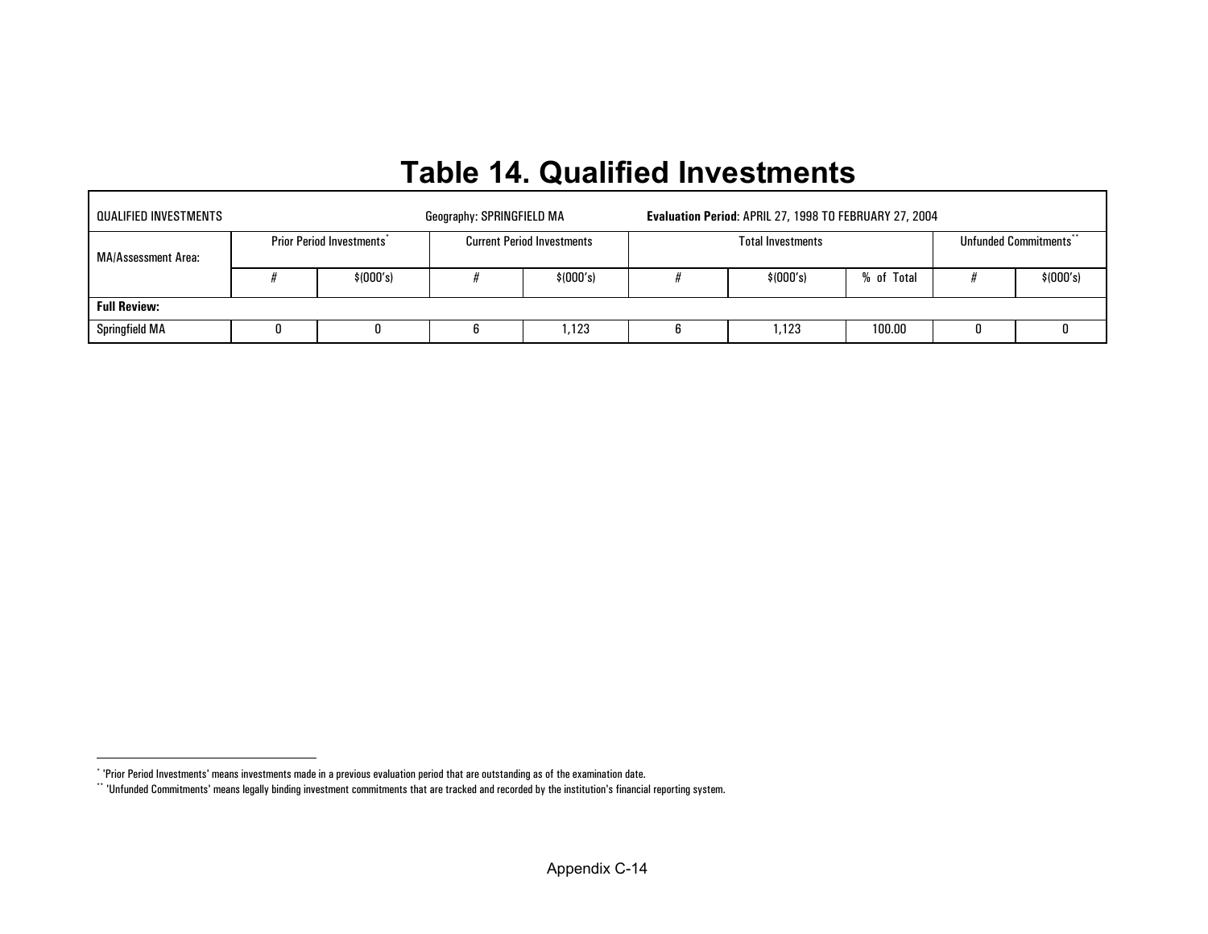# Table 14. Qualified Investments

| QUALIFIED INVESTMENTS | | | Geography: SPRINGFIELD MA | | **Evaluation Period**: APRIL 27, 1998 TO FEBRUARY 27, 2004 | | | | |
|---|---|---|---|---|---|---|---|---|---|
| MA/Assessment Area: | Prior Period Investments[*] | | Current Period Investments | | Total Investments | | | Unfunded Commitments[**] | |
| | # | $(000's) | # | $(000's) | # | $(000's) | % of Total | # | $(000's) |
| **Full Review:** | | | | | | | | | |
| Springfield MA | 0 | 0 | 6 | 1,123 | 6 | 1,123 | 100.00 | 0 | 0 |

[*] 'Prior Period Investments' means investments made in a previous evaluation period that are outstanding as of the examination date.

[**] 'Unfunded Commitments' means legally binding investment commitments that are tracked and recorded by the institution's financial reporting system.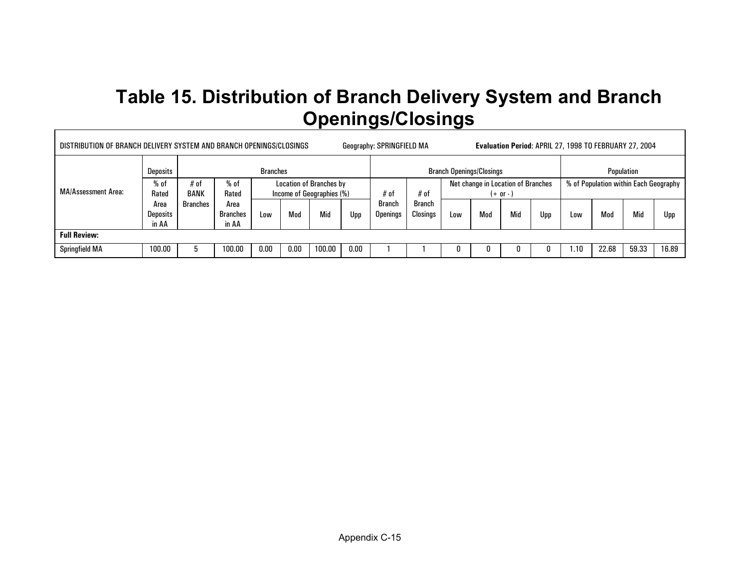# Table 15. Distribution of Branch Delivery System and Branch Openings/Closings

DISTRIBUTION OF BRANCH DELIVERY SYSTEM AND BRANCH OPENINGS/CLOSINGS Geography: SPRINGFIELD MA **Evaluation Period**: APRIL 27, 1998 TO FEBRUARY 27, 2004

| MA/Assessment Area: | Deposits | Branches | | | | | | | Branch Openings/Closings | | | | | | Population | | | |
|---|---|---|---|---|---|---|---|---|---|---|---|---|---|---|---|---|---|---|
| | % of Rated Area Deposits in AA | # of BANK Branches | % of Rated Area Branches in AA | Location of Branches by Income of Geographies (%) | | | | # of Branch Openings | # of Branch Closings | Net change in Location of Branches (+ or - ) | | | | % of Population within Each Geography | | | |
| | | | | Low | Mod | Mid | Upp | | | Low | Mod | Mid | Upp | Low | Mod | Mid | Upp |
| **Full Review:** | | | | | | | | | | | | | | | | | |
| Springfield MA | 100.00 | 5 | 100.00 | 0.00 | 0.00 | 100.00 | 0.00 | 1 | 1 | 0 | 0 | 0 | 0 | 1.10 | 22.68 | 59.33 | 16.89 |